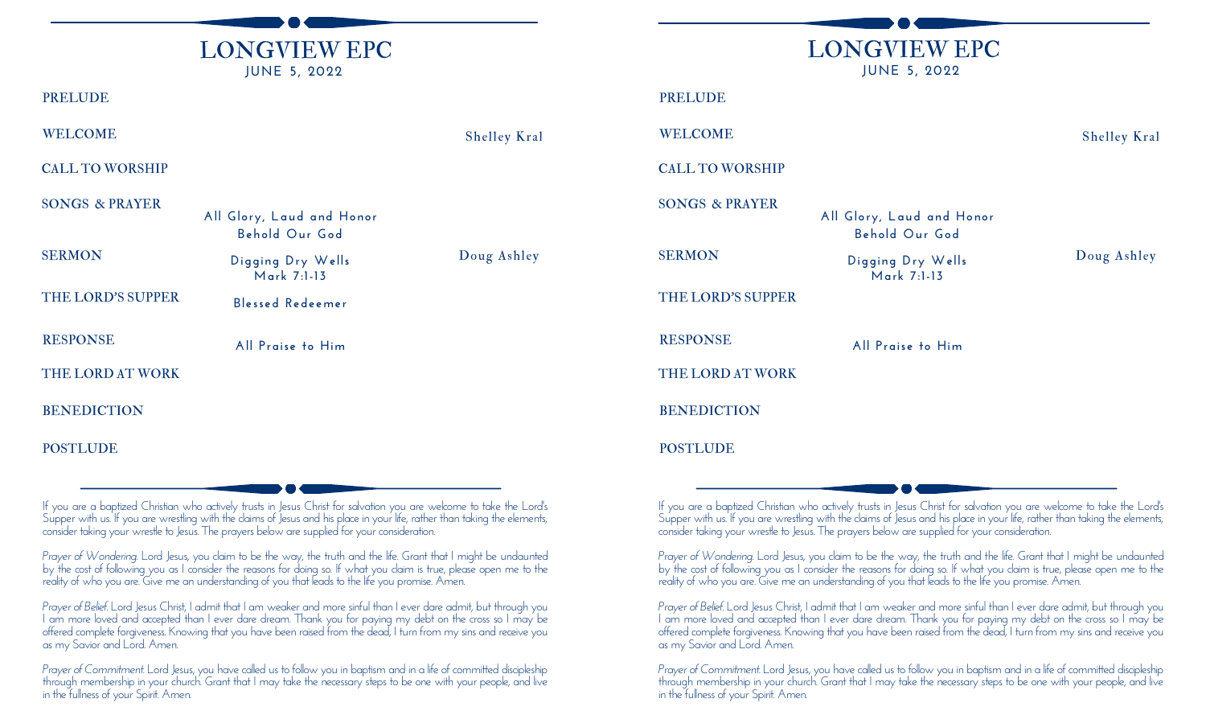# LONGVIEW EPC

JUNE 5, 2022

| | | |
|---|---|---|
| PRELUDE | | |
| WELCOME | | Shelley Kral |
| CALL TO WORSHIP | | |
| SONGS & PRAYER | All Glory, Laud and Honor<br>Behold Our God | |
| SERMON | Digging Dry Wells<br>Mark 7:1-13 | Doug Ashley |
| THE LORD'S SUPPER | Blessed Redeemer | |
| RESPONSE | All Praise to Him | |
| THE LORD AT WORK | | |
| BENEDICTION | | |
| POSTLUDE | | |

If you are a baptized Christian who actively trusts in Jesus Christ for salvation you are welcome to take the Lord's Supper with us. If you are wrestling with the claims of Jesus and his place in your life, rather than taking the elements, consider taking your wrestle to Jesus. The prayers below are supplied for your consideration.

*Prayer of Wondering.* Lord Jesus, you claim to be the way, the truth and the life. Grant that I might be undaunted by the cost of following you as I consider the reasons for doing so. If what you claim is true, please open me to the reality of who you are. Give me an understanding of you that leads to the life you promise. Amen.

*Prayer of Belief.* Lord Jesus Christ, I admit that I am weaker and more sinful than I ever dare admit, but through you I am more loved and accepted than I ever dare dream. Thank you for paying my debt on the cross so I may be offered complete forgiveness. Knowing that you have been raised from the dead, I turn from my sins and receive you as my Savior and Lord. Amen.

*Prayer of Commitment.* Lord Jesus, you have called us to follow you in baptism and in a life of committed discipleship through membership in your church. Grant that I may take the necessary steps to be one with your people, and live in the fullness of your Spirit. Amen.

# LONGVIEW EPC

JUNE 5, 2022

| | | |
|---|---|---|
| PRELUDE | | |
| WELCOME | | Shelley Kral |
| CALL TO WORSHIP | | |
| SONGS & PRAYER | All Glory, Laud and Honor<br>Behold Our God | |
| SERMON | Digging Dry Wells<br>Mark 7:1-13 | Doug Ashley |
| THE LORD'S SUPPER | | |
| RESPONSE | All Praise to Him | |
| THE LORD AT WORK | | |
| BENEDICTION | | |
| POSTLUDE | | |

If you are a baptized Christian who actively trusts in Jesus Christ for salvation you are welcome to take the Lord's Supper with us. If you are wrestling with the claims of Jesus and his place in your life, rather than taking the elements, consider taking your wrestle to Jesus. The prayers below are supplied for your consideration.

*Prayer of Wondering.* Lord Jesus, you claim to be the way, the truth and the life. Grant that I might be undaunted by the cost of following you as I consider the reasons for doing so. If what you claim is true, please open me to the reality of who you are. Give me an understanding of you that leads to the life you promise. Amen.

*Prayer of Belief.* Lord Jesus Christ, I admit that I am weaker and more sinful than I ever dare admit, but through you I am more loved and accepted than I ever dare dream. Thank you for paying my debt on the cross so I may be offered complete forgiveness. Knowing that you have been raised from the dead, I turn from my sins and receive you as my Savior and Lord. Amen.

*Prayer of Commitment.* Lord Jesus, you have called us to follow you in baptism and in a life of committed discipleship through membership in your church. Grant that I may take the necessary steps to be one with your people, and live in the fullness of your Spirit. Amen.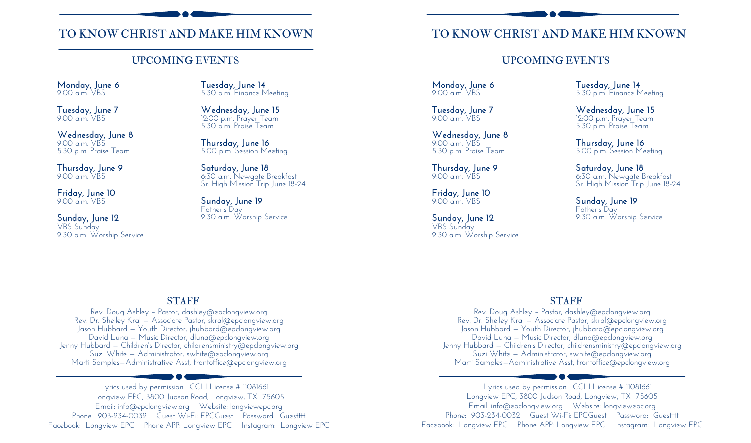## TO KNOW CHRIST AND MAKE HIM KNOWN

### UPCOMING EVENTS

**Monday, June 6**
9:00 a.m. VBS

**Tuesday, June 7**
9:00 a.m. VBS

**Wednesday, June 8**
9:00 a.m. VBS
5:30 p.m. Praise Team

**Thursday, June 9**
9:00 a.m. VBS

**Friday, June 10**
9:00 a.m. VBS

**Sunday, June 12**
VBS Sunday
9:30 a.m. Worship Service

**Tuesday, June 14**
5:30 p.m. Finance Meeting

**Wednesday, June 15**
12:00 p.m. Prayer Team
5:30 p.m. Praise Team

**Thursday, June 16**
5:00 p.m. Session Meeting

**Saturday, June 18**
6:30 a.m. Newgate Breakfast
Sr. High Mission Trip June 18-24

**Sunday, June 19**
Father's Day
9:30 a.m. Worship Service

### STAFF

Rev. Doug Ashley – Pastor, dashley@epclongview.org
Rev. Dr. Shelley Kral — Associate Pastor, skral@epclongview.org
Jason Hubbard — Youth Director, jhubbard@epclongview.org
David Luna — Music Director, dluna@epclongview.org
Jenny Hubbard — Children's Director, childrensministry@epclongview.org
Suzi White — Administrator, swhite@epclongview.org
Marti Samples—Administrative Asst, frontoffice@epclongview.org

Lyrics used by permission. CCLI License # 11081661
Longview EPC, 3800 Judson Road, Longview, TX 75605
Email: info@epclongview.org Website: longviewepc.org
Phone: 903-234-0032 Guest Wi-Fi: EPCGuest Password: Guest###
Facebook: Longview EPC Phone APP: Longview EPC Instagram: Longview EPC

## TO KNOW CHRIST AND MAKE HIM KNOWN

### UPCOMING EVENTS

**Monday, June 6**
9:00 a.m. VBS

**Tuesday, June 7**
9:00 a.m. VBS

**Wednesday, June 8**
9:00 a.m. VBS
5:30 p.m. Praise Team

**Thursday, June 9**
9:00 a.m. VBS

**Friday, June 10**
9:00 a.m. VBS

**Sunday, June 12**
VBS Sunday
9:30 a.m. Worship Service

**Tuesday, June 14**
5:30 p.m. Finance Meeting

**Wednesday, June 15**
12:00 p.m. Prayer Team
5:30 p.m. Praise Team

**Thursday, June 16**
5:00 p.m. Session Meeting

**Saturday, June 18**
6:30 a.m. Newgate Breakfast
Sr. High Mission Trip June 18-24

**Sunday, June 19**
Father's Day
9:30 a.m. Worship Service

### STAFF

Rev. Doug Ashley – Pastor, dashley@epclongview.org
Rev. Dr. Shelley Kral — Associate Pastor, skral@epclongview.org
Jason Hubbard — Youth Director, jhubbard@epclongview.org
David Luna — Music Director, dluna@epclongview.org
Jenny Hubbard — Children's Director, childrensministry@epclongview.org
Suzi White — Administrator, swhite@epclongview.org
Marti Samples—Administrative Asst, frontoffice@epclongview.org

Lyrics used by permission. CCLI License # 11081661
Longview EPC, 3800 Judson Road, Longview, TX 75605
Email: info@epclongview.org Website: longviewepc.org
Phone: 903-234-0032 Guest Wi-Fi: EPCGuest Password: Guest###
Facebook: Longview EPC Phone APP: Longview EPC Instagram: Longview EPC